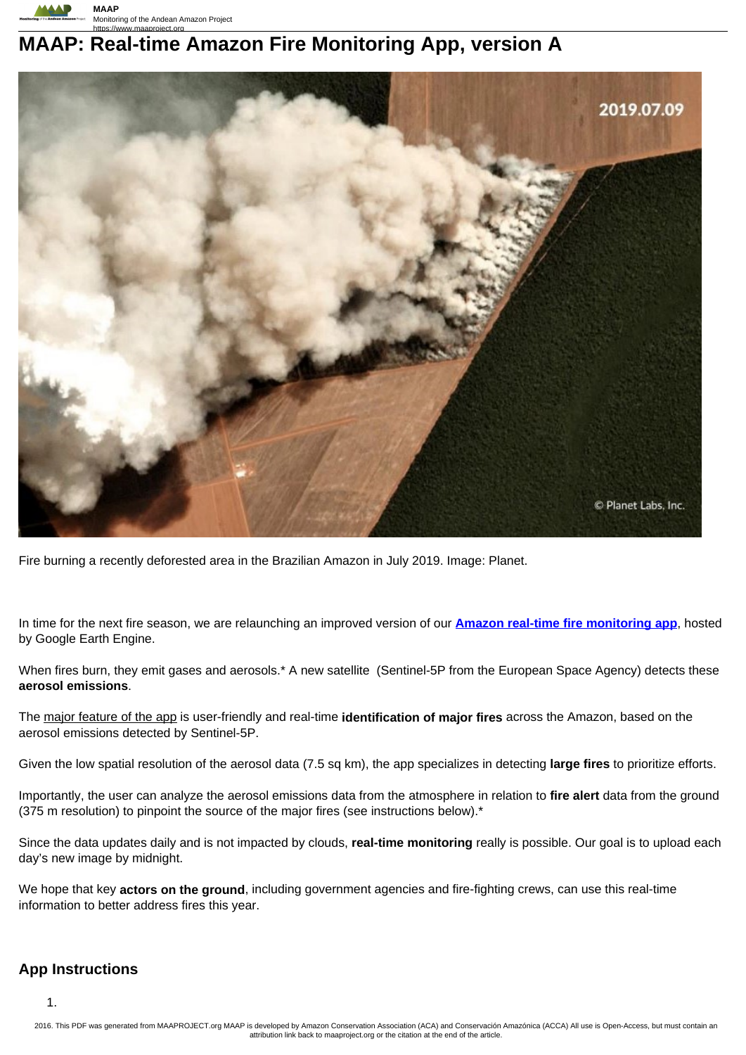# MAAP: Real-time Amazon Fire Monitoring App, version A

Fire burning a recently deforested area in the Brazilian Amazon in July 2019. Image: Planet.

In time for the next fire season, we are relaunching an improved version of our **Amazon real-time fire monitoring app**, hosted by Google Earth Engine.

When fires burn, they emit gases and aerosols.* A new satellite (Sentinel-5P from the European Space Agency) detects these **aerosol emissions**.

The major feature of the app is user-friendly and real-time **identification of major fires** across the Amazon, based on the aerosol emissions detected by Sentinel-5P.

Given the low spatial resolution of the aerosol data (7.5 sq km), the app specializes in detecting **large fires** to prioritize efforts.

Importantly, the user can analyze the aerosol emissions data from the atmosphere in relation to **fire alert** data from the ground (375 m resolution) to pinpoint the source of the major fires (see instructions below).*

Since the data updates daily and is not impacted by clouds, **real-time monitoring** really is possible. Our goal is to upload each day's new image by midnight.

We hope that key **actors on the ground**, including government agencies and fire-fighting crews, can use this real-time information to better address fires this year.

## App Instructions

1.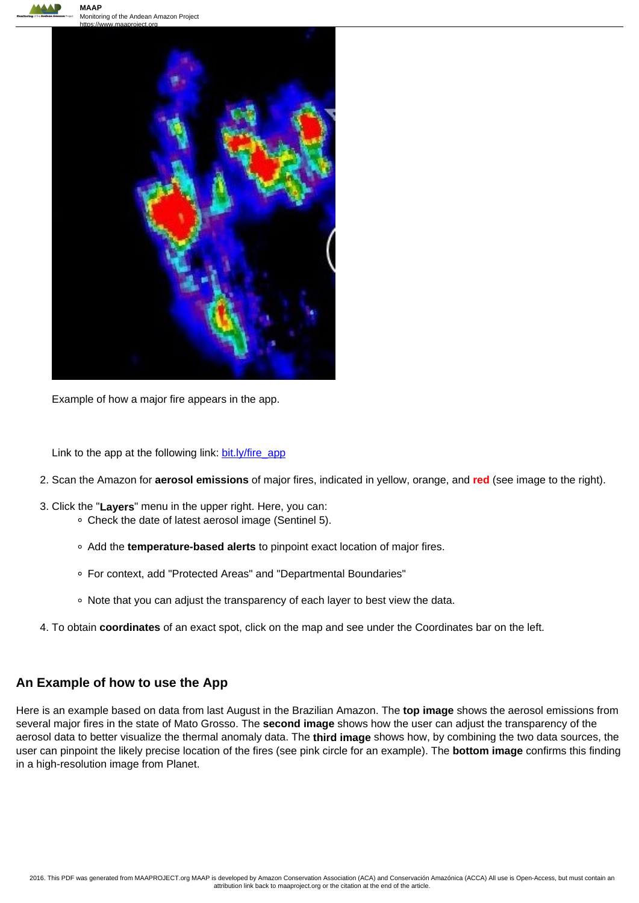Example of how a major fire appears in the app.

Link to the app at the following link: [bit.ly/fire_app](bit.ly/fire_app)

2. Scan the Amazon for **aerosol emissions** of major fires, indicated in yellow, orange, and **red** (see image to the right).
3. Click the "**Layers**" menu in the upper right. Here, you can:
   - Check the date of latest aerosol image (Sentinel 5).
   - Add the **temperature-based alerts** to pinpoint exact location of major fires.
   - For context, add "Protected Areas" and "Departmental Boundaries"
   - Note that you can adjust the transparency of each layer to best view the data.
4. To obtain **coordinates** of an exact spot, click on the map and see under the Coordinates bar on the left.

## An Example of how to use the App

Here is an example based on data from last August in the Brazilian Amazon. The **top image** shows the aerosol emissions from several major fires in the state of Mato Grosso. The **second image** shows how the user can adjust the transparency of the aerosol data to better visualize the thermal anomaly data. The **third image** shows how, by combining the two data sources, the user can pinpoint the likely precise location of the fires (see pink circle for an example). The **bottom image** confirms this finding in a high-resolution image from Planet.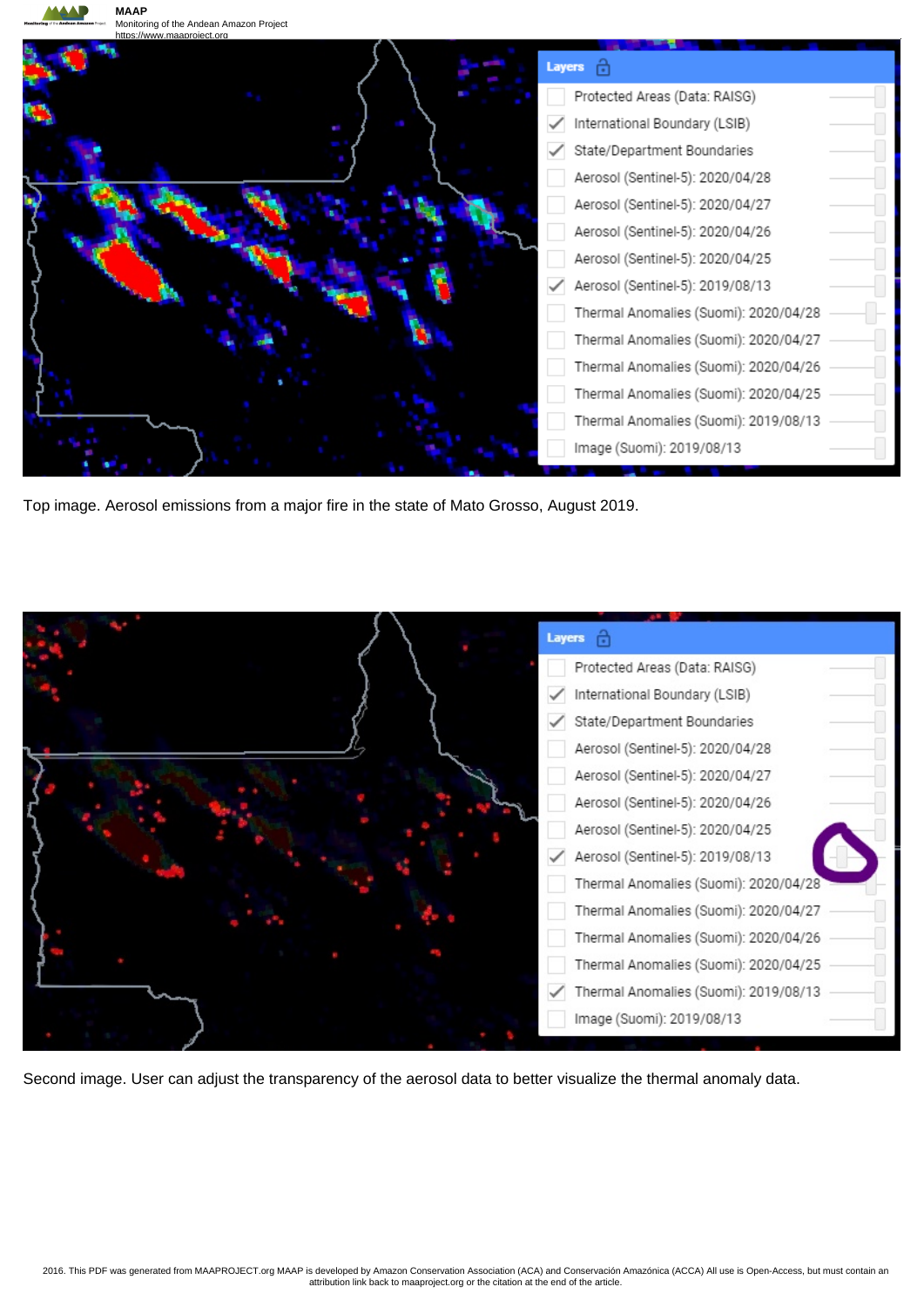Top image. Aerosol emissions from a major fire in the state of Mato Grosso, August 2019.

Second image. User can adjust the transparency of the aerosol data to better visualize the thermal anomaly data.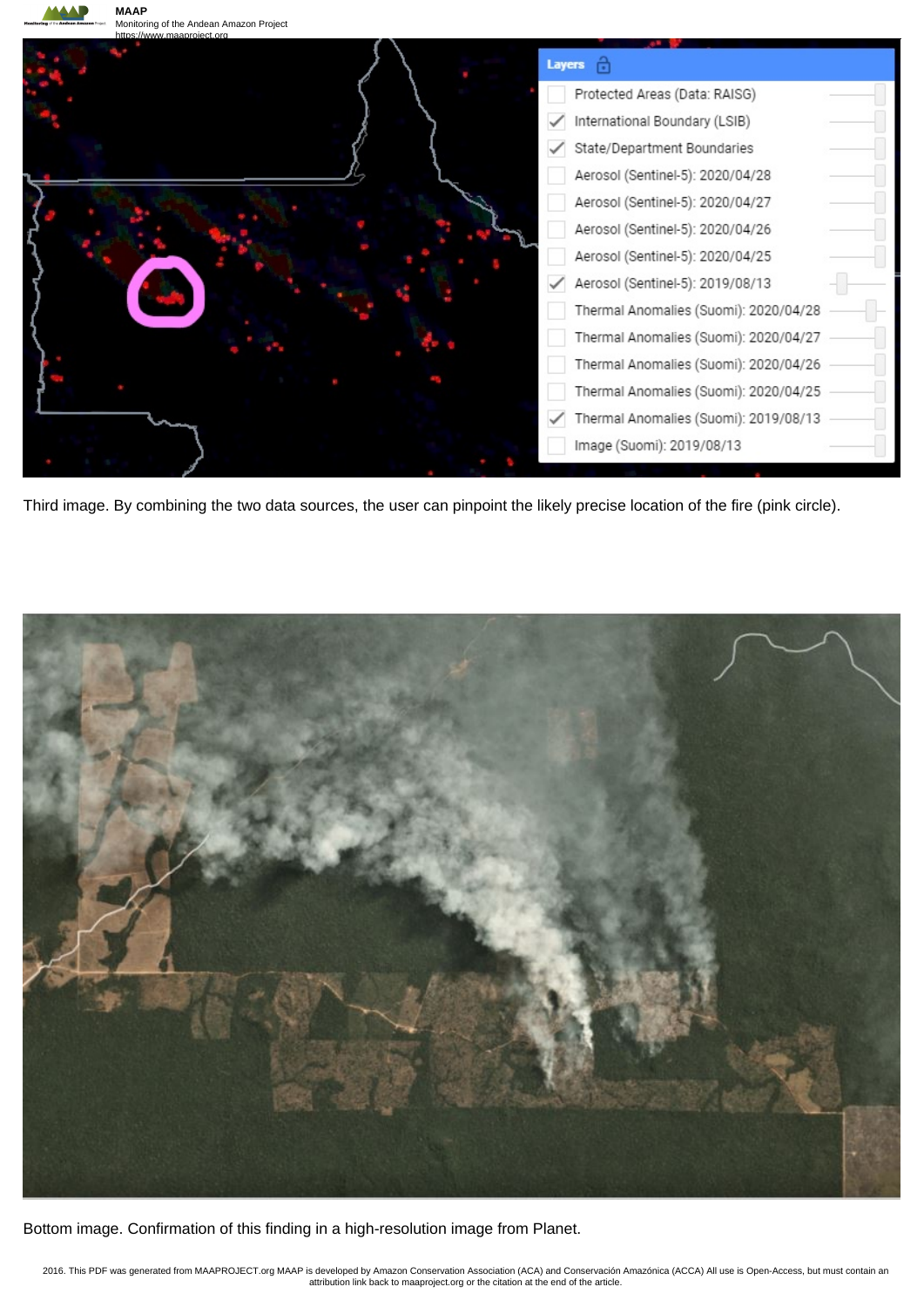Third image. By combining the two data sources, the user can pinpoint the likely precise location of the fire (pink circle).

Bottom image. Confirmation of this finding in a high-resolution image from Planet.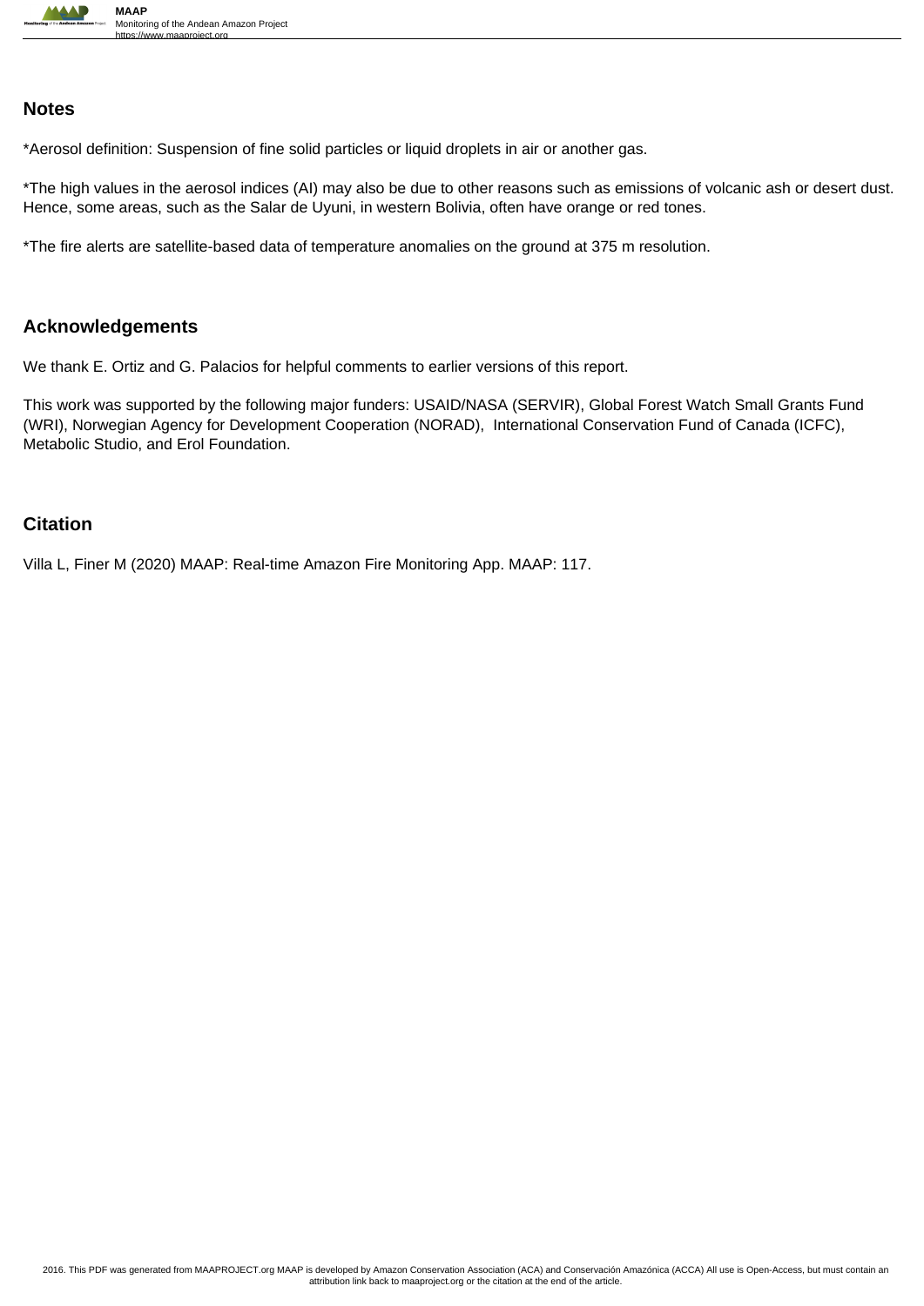## Notes

*Aerosol definition: Suspension of fine solid particles or liquid droplets in air or another gas.

*The high values in the aerosol indices (AI) may also be due to other reasons such as emissions of volcanic ash or desert dust. Hence, some areas, such as the Salar de Uyuni, in western Bolivia, often have orange or red tones.

*The fire alerts are satellite-based data of temperature anomalies on the ground at 375 m resolution.

## Acknowledgements

We thank E. Ortiz and G. Palacios for helpful comments to earlier versions of this report.

This work was supported by the following major funders: USAID/NASA (SERVIR), Global Forest Watch Small Grants Fund (WRI), Norwegian Agency for Development Cooperation (NORAD), International Conservation Fund of Canada (ICFC), Metabolic Studio, and Erol Foundation.

## Citation

Villa L, Finer M (2020) MAAP: Real-time Amazon Fire Monitoring App. MAAP: 117.